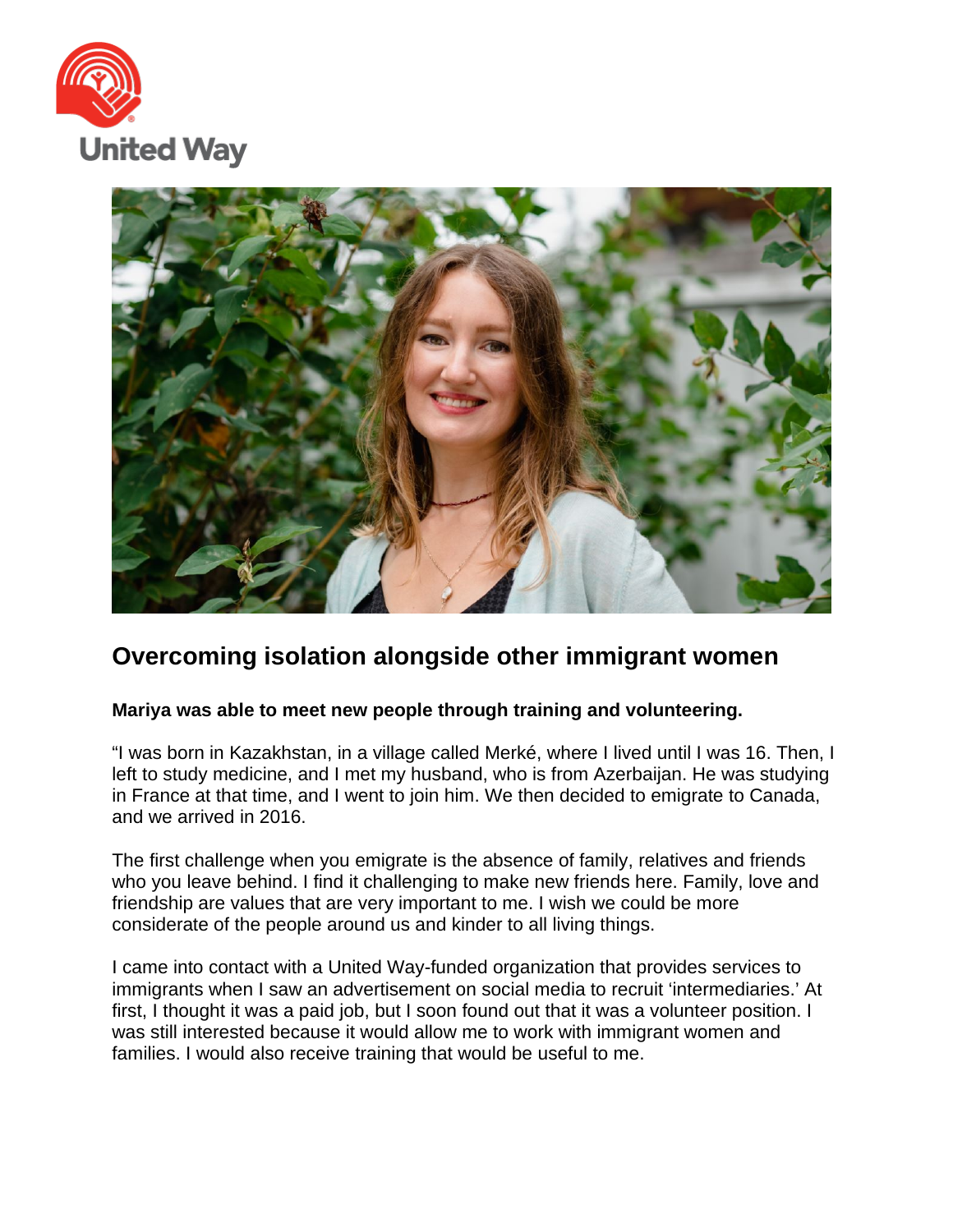United Way

# Overcoming isolation alongside other immigrant women

**Mariya was able to meet new people through training and volunteering.**

“I was born in Kazakhstan, in a village called Merké, where I lived until I was 16. Then, I left to study medicine, and I met my husband, who is from Azerbaijan. He was studying in France at that time, and I went to join him. We then decided to emigrate to Canada, and we arrived in 2016.

The first challenge when you emigrate is the absence of family, relatives and friends who you leave behind. I find it challenging to make new friends here. Family, love and friendship are values that are very important to me. I wish we could be more considerate of the people around us and kinder to all living things.

I came into contact with a United Way-funded organization that provides services to immigrants when I saw an advertisement on social media to recruit ‘intermediaries.’ At first, I thought it was a paid job, but I soon found out that it was a volunteer position. I was still interested because it would allow me to work with immigrant women and families. I would also receive training that would be useful to me.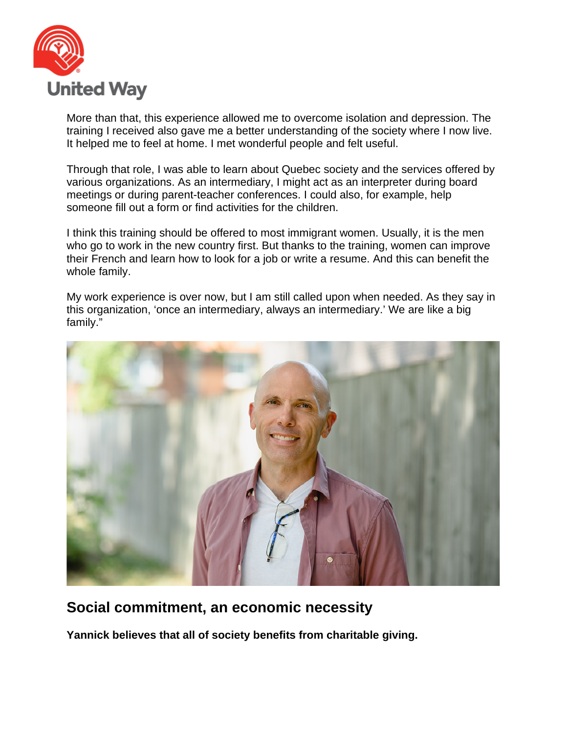More than that, this experience allowed me to overcome isolation and depression. The training I received also gave me a better understanding of the society where I now live. It helped me to feel at home. I met wonderful people and felt useful.

Through that role, I was able to learn about Quebec society and the services offered by various organizations. As an intermediary, I might act as an interpreter during board meetings or during parent-teacher conferences. I could also, for example, help someone fill out a form or find activities for the children.

I think this training should be offered to most immigrant women. Usually, it is the men who go to work in the new country first. But thanks to the training, women can improve their French and learn how to look for a job or write a resume. And this can benefit the whole family.

My work experience is over now, but I am still called upon when needed. As they say in this organization, 'once an intermediary, always an intermediary.' We are like a big family."

## Social commitment, an economic necessity

**Yannick believes that all of society benefits from charitable giving.**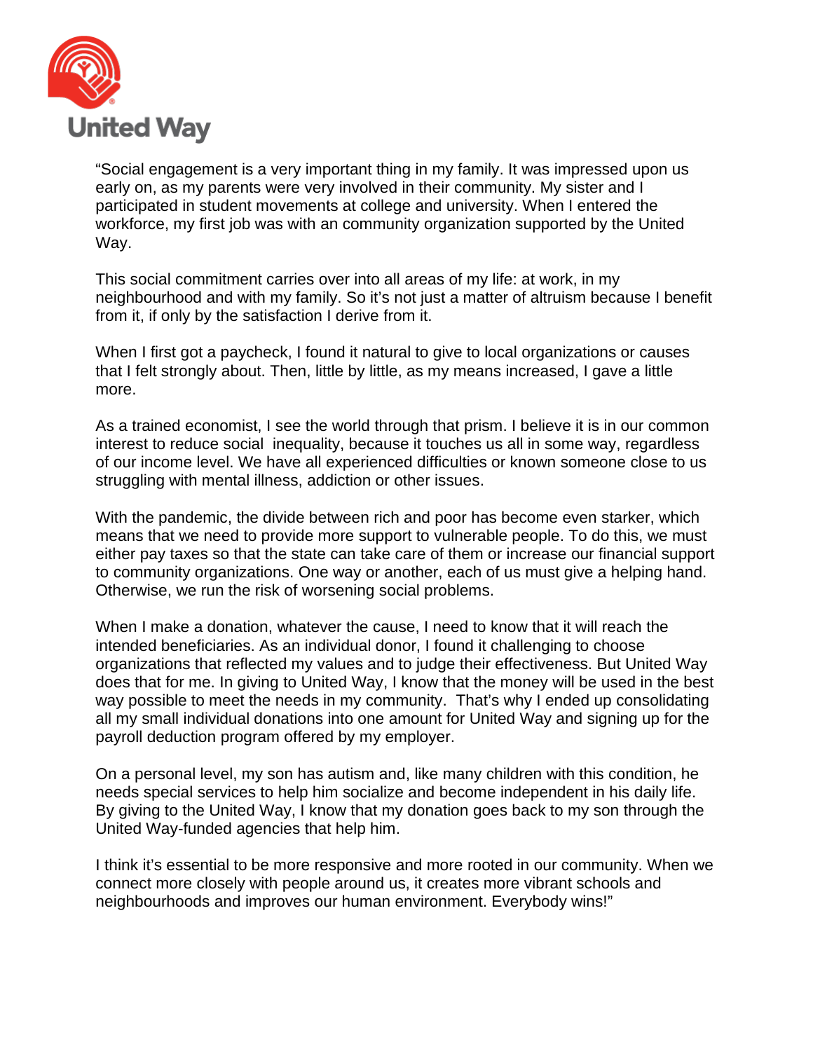United Way

"Social engagement is a very important thing in my family. It was impressed upon us early on, as my parents were very involved in their community. My sister and I participated in student movements at college and university. When I entered the workforce, my first job was with an community organization supported by the United Way.

This social commitment carries over into all areas of my life: at work, in my neighbourhood and with my family. So it's not just a matter of altruism because I benefit from it, if only by the satisfaction I derive from it.

When I first got a paycheck, I found it natural to give to local organizations or causes that I felt strongly about. Then, little by little, as my means increased, I gave a little more.

As a trained economist, I see the world through that prism. I believe it is in our common interest to reduce social inequality, because it touches us all in some way, regardless of our income level. We have all experienced difficulties or known someone close to us struggling with mental illness, addiction or other issues.

With the pandemic, the divide between rich and poor has become even starker, which means that we need to provide more support to vulnerable people. To do this, we must either pay taxes so that the state can take care of them or increase our financial support to community organizations. One way or another, each of us must give a helping hand. Otherwise, we run the risk of worsening social problems.

When I make a donation, whatever the cause, I need to know that it will reach the intended beneficiaries. As an individual donor, I found it challenging to choose organizations that reflected my values and to judge their effectiveness. But United Way does that for me. In giving to United Way, I know that the money will be used in the best way possible to meet the needs in my community. That's why I ended up consolidating all my small individual donations into one amount for United Way and signing up for the payroll deduction program offered by my employer.

On a personal level, my son has autism and, like many children with this condition, he needs special services to help him socialize and become independent in his daily life. By giving to the United Way, I know that my donation goes back to my son through the United Way-funded agencies that help him.

I think it's essential to be more responsive and more rooted in our community. When we connect more closely with people around us, it creates more vibrant schools and neighbourhoods and improves our human environment. Everybody wins!"